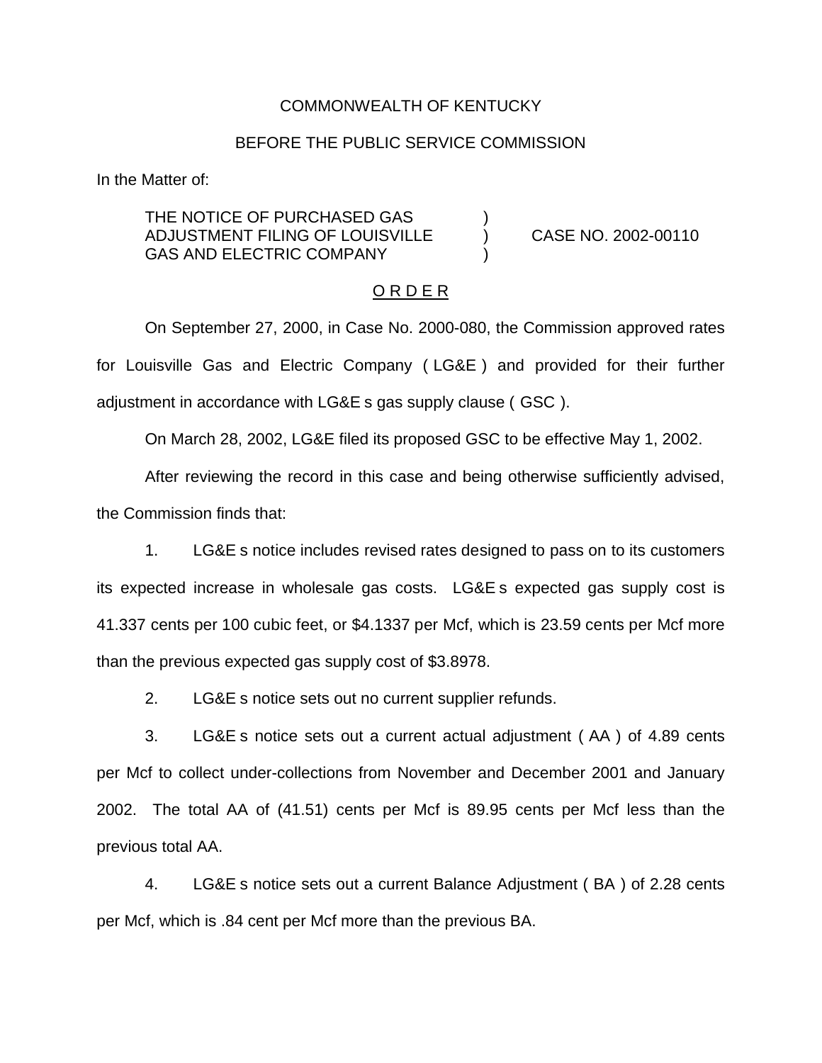COMMONWEALTH OF KENTUCKY

BEFORE THE PUBLIC SERVICE COMMISSION

In the Matter of:

| | | |
|---|---|---|
| THE NOTICE OF PURCHASED GAS ADJUSTMENT FILING OF LOUISVILLE GAS AND ELECTRIC COMPANY | ) ) ) | CASE NO. 2002-00110 |

O R D E R

On September 27, 2000, in Case No. 2000-080, the Commission approved rates for Louisville Gas and Electric Company ( LG&E ) and provided for their further adjustment in accordance with LG&E s gas supply clause ( GSC ).

On March 28, 2002, LG&E filed its proposed GSC to be effective May 1, 2002.

After reviewing the record in this case and being otherwise sufficiently advised, the Commission finds that:

1. LG&E s notice includes revised rates designed to pass on to its customers its expected increase in wholesale gas costs. LG&E s expected gas supply cost is 41.337 cents per 100 cubic feet, or $4.1337 per Mcf, which is 23.59 cents per Mcf more than the previous expected gas supply cost of $3.8978.

2. LG&E s notice sets out no current supplier refunds.

3. LG&E s notice sets out a current actual adjustment ( AA ) of 4.89 cents per Mcf to collect under-collections from November and December 2001 and January 2002. The total AA of (41.51) cents per Mcf is 89.95 cents per Mcf less than the previous total AA.

4. LG&E s notice sets out a current Balance Adjustment ( BA ) of 2.28 cents per Mcf, which is .84 cent per Mcf more than the previous BA.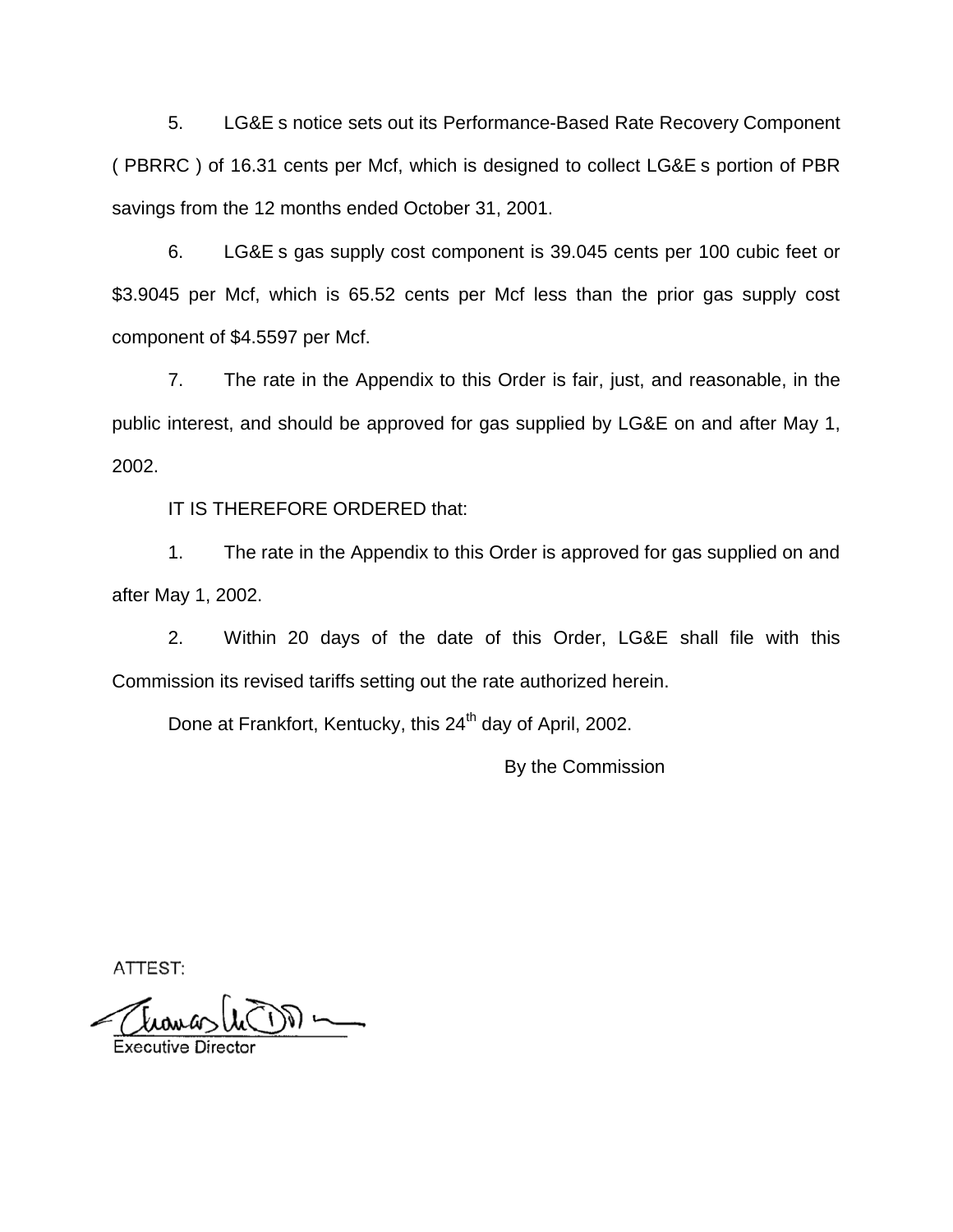5. LG&E s notice sets out its Performance-Based Rate Recovery Component ( PBRRC ) of 16.31 cents per Mcf, which is designed to collect LG&E s portion of PBR savings from the 12 months ended October 31, 2001.

6. LG&E s gas supply cost component is 39.045 cents per 100 cubic feet or $3.9045 per Mcf, which is 65.52 cents per Mcf less than the prior gas supply cost component of $4.5597 per Mcf.

7. The rate in the Appendix to this Order is fair, just, and reasonable, in the public interest, and should be approved for gas supplied by LG&E on and after May 1, 2002.

IT IS THEREFORE ORDERED that:

1. The rate in the Appendix to this Order is approved for gas supplied on and after May 1, 2002.

2. Within 20 days of the date of this Order, LG&E shall file with this Commission its revised tariffs setting out the rate authorized herein.

Done at Frankfort, Kentucky, this 24th day of April, 2002.

By the Commission

ATTEST:

Executive Director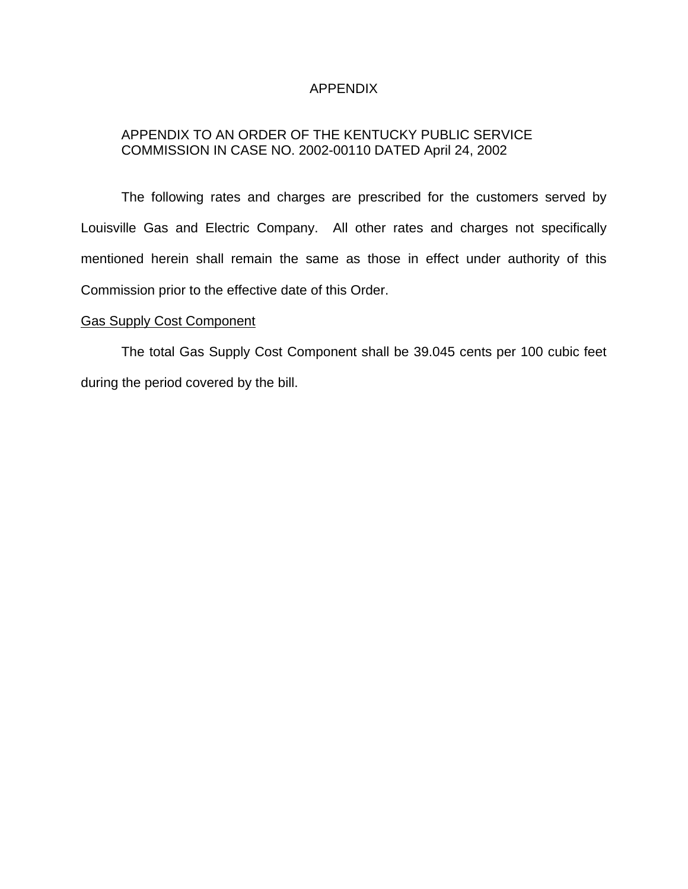# APPENDIX

APPENDIX TO AN ORDER OF THE KENTUCKY PUBLIC SERVICE COMMISSION IN CASE NO. 2002-00110 DATED April 24, 2002

The following rates and charges are prescribed for the customers served by Louisville Gas and Electric Company. All other rates and charges not specifically mentioned herein shall remain the same as those in effect under authority of this Commission prior to the effective date of this Order.

Gas Supply Cost Component

The total Gas Supply Cost Component shall be 39.045 cents per 100 cubic feet during the period covered by the bill.